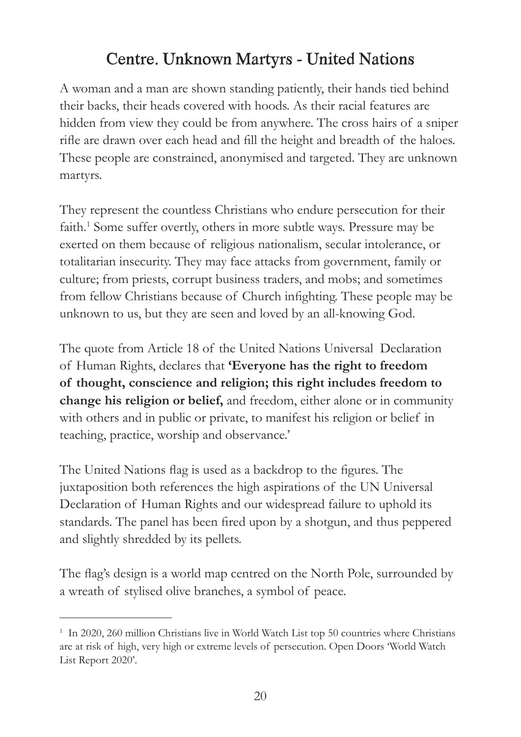## Centre. Unknown Martyrs - United Nations

A woman and a man are shown standing patiently, their hands tied behind their backs, their heads covered with hoods. As their racial features are hidden from view they could be from anywhere. The cross hairs of a sniper rifle are drawn over each head and fill the height and breadth of the haloes. These people are constrained, anonymised and targeted. They are unknown martyrs.

They represent the countless Christians who endure persecution for their faith.[1] Some suffer overtly, others in more subtle ways. Pressure may be exerted on them because of religious nationalism, secular intolerance, or totalitarian insecurity. They may face attacks from government, family or culture; from priests, corrupt business traders, and mobs; and sometimes from fellow Christians because of Church infighting. These people may be unknown to us, but they are seen and loved by an all-knowing God.

The quote from Article 18 of the United Nations Universal Declaration of Human Rights, declares that **'Everyone has the right to freedom of thought, conscience and religion; this right includes freedom to change his religion or belief,** and freedom, either alone or in community with others and in public or private, to manifest his religion or belief in teaching, practice, worship and observance.'

The United Nations flag is used as a backdrop to the figures. The juxtaposition both references the high aspirations of the UN Universal Declaration of Human Rights and our widespread failure to uphold its standards. The panel has been fired upon by a shotgun, and thus peppered and slightly shredded by its pellets.

The flag's design is a world map centred on the North Pole, surrounded by a wreath of stylised olive branches, a symbol of peace.

---

[1] In 2020, 260 million Christians live in World Watch List top 50 countries where Christians are at risk of high, very high or extreme levels of persecution. Open Doors 'World Watch List Report 2020'.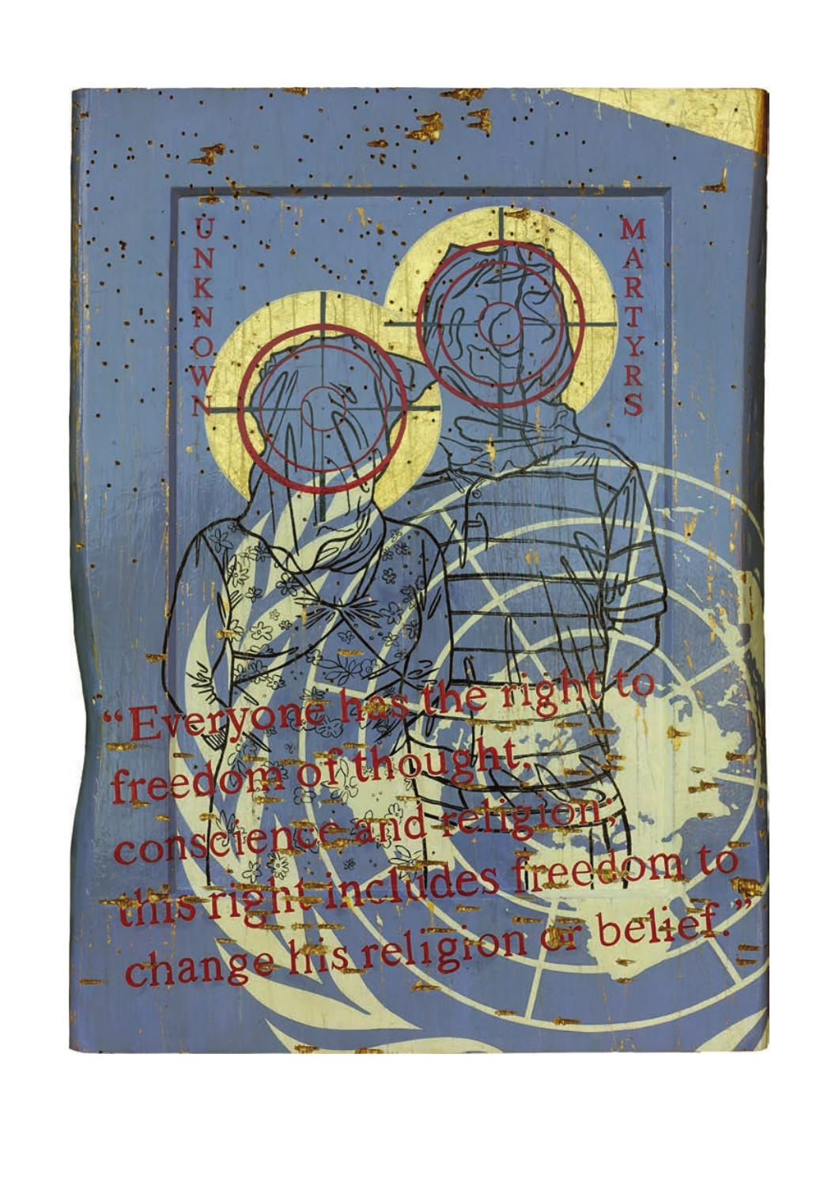UNKNOWN MARTYRS

"Everyone has the right to freedom of thought, conscience and religion; this right includes freedom to change his religion or belief."